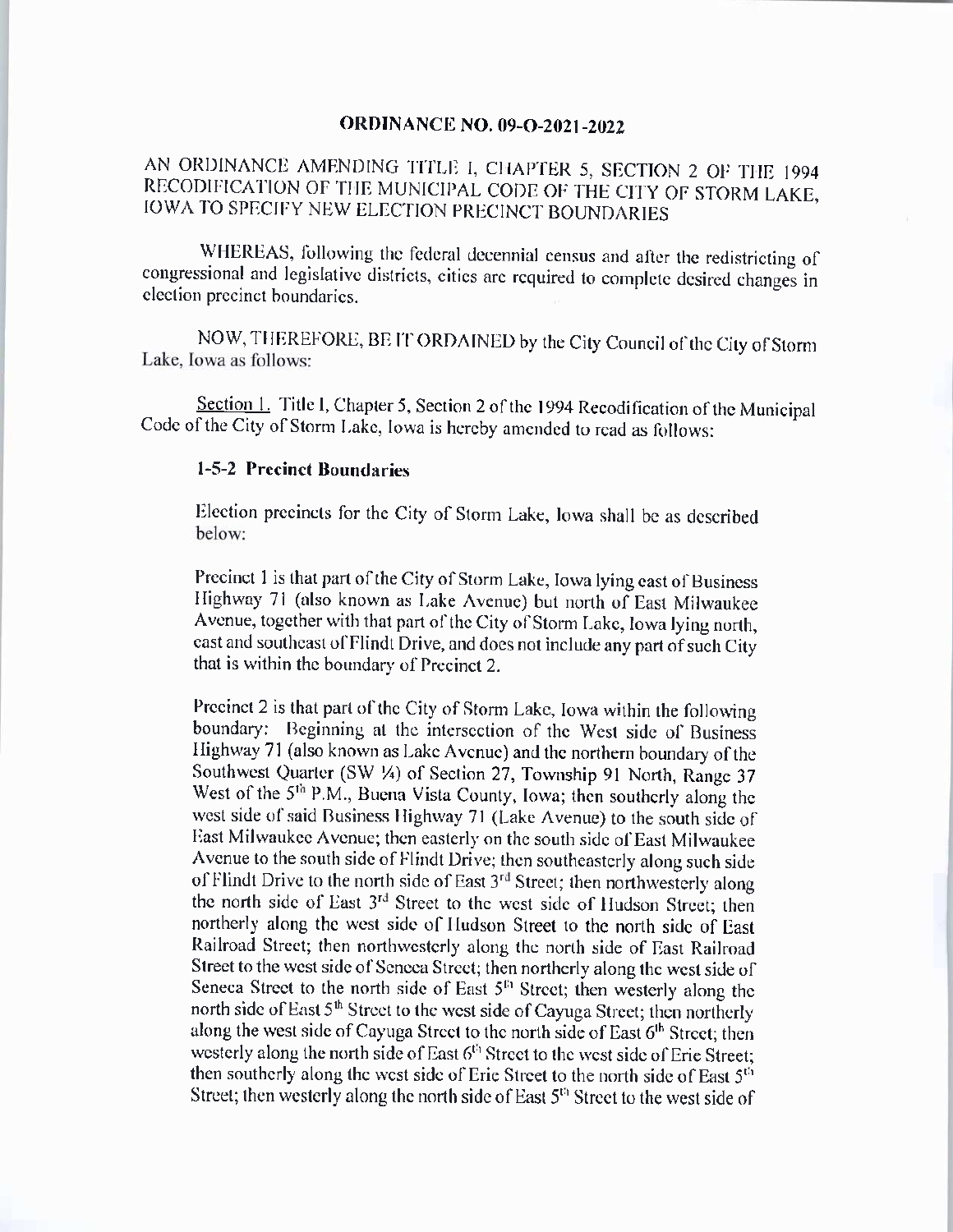# ORDINANCE NO. 09-O-2021-2022

## AN ORDINANCE AMENDING TITLE I, CHAPTER 5, SECTION 2 OF THE 1994 RECODIFICATION OF THE MUNICIPAL CODE OF THE CITY OF STORM LAKE, IOWA TO SPECIFY NEW ELECTION PRECINCT BOUNDARIES

WHEREAS, following the federal decennial census and after the redistricting of congressional and legislative districts, cities are required to complete desired changes in election precinct boundaries.

NOW, THEREFORE, BE IT ORDAINED by the City Council of the City of Storm Lake, Iowa as follows:

Section 1. Title I, Chapter 5, Section 2 of the 1994 Recodification of the Municipal Code of the City of Storm Lake, Iowa is hereby amended to read as follows:

### 1-5-2 Precinct Boundaries

Election precincts for the City of Storm Lake, Iowa shall be as described below:

Precinct 1 is that part of the City of Storm Lake, Iowa lying east of Business Highway 71 (also known as Lake Avenue) but north of East Milwaukee Avenue, together with that part of the City of Storm Lake, Iowa lying north, east and southeast of Flindt Drive, and does not include any part of such City that is within the boundary of Precinct 2.

Precinct 2 is that part of the City of Storm Lake, Iowa within the following boundary: Beginning at the intersection of the West side of Business Highway 71 (also known as Lake Avenue) and the northern boundary of the Southwest Quarter (SW ¼) of Section 27, Township 91 North, Range 37 West of the 5th P.M., Buena Vista County, Iowa; then southerly along the west side of said Business Highway 71 (Lake Avenue) to the south side of East Milwaukee Avenue; then easterly on the south side of East Milwaukee Avenue to the south side of Flindt Drive; then southeasterly along such side of Flindt Drive to the north side of East 3rd Street; then northwesterly along the north side of East 3rd Street to the west side of Hudson Street; then northerly along the west side of Hudson Street to the north side of East Railroad Street; then northwesterly along the north side of East Railroad Street to the west side of Seneca Street; then northerly along the west side of Seneca Street to the north side of East 5th Street; then westerly along the north side of East 5th Street to the west side of Cayuga Street; then northerly along the west side of Cayuga Street to the north side of East 6th Street; then westerly along the north side of East 6th Street to the west side of Erie Street; then southerly along the west side of Erie Street to the north side of East 5th Street; then westerly along the north side of East 5th Street to the west side of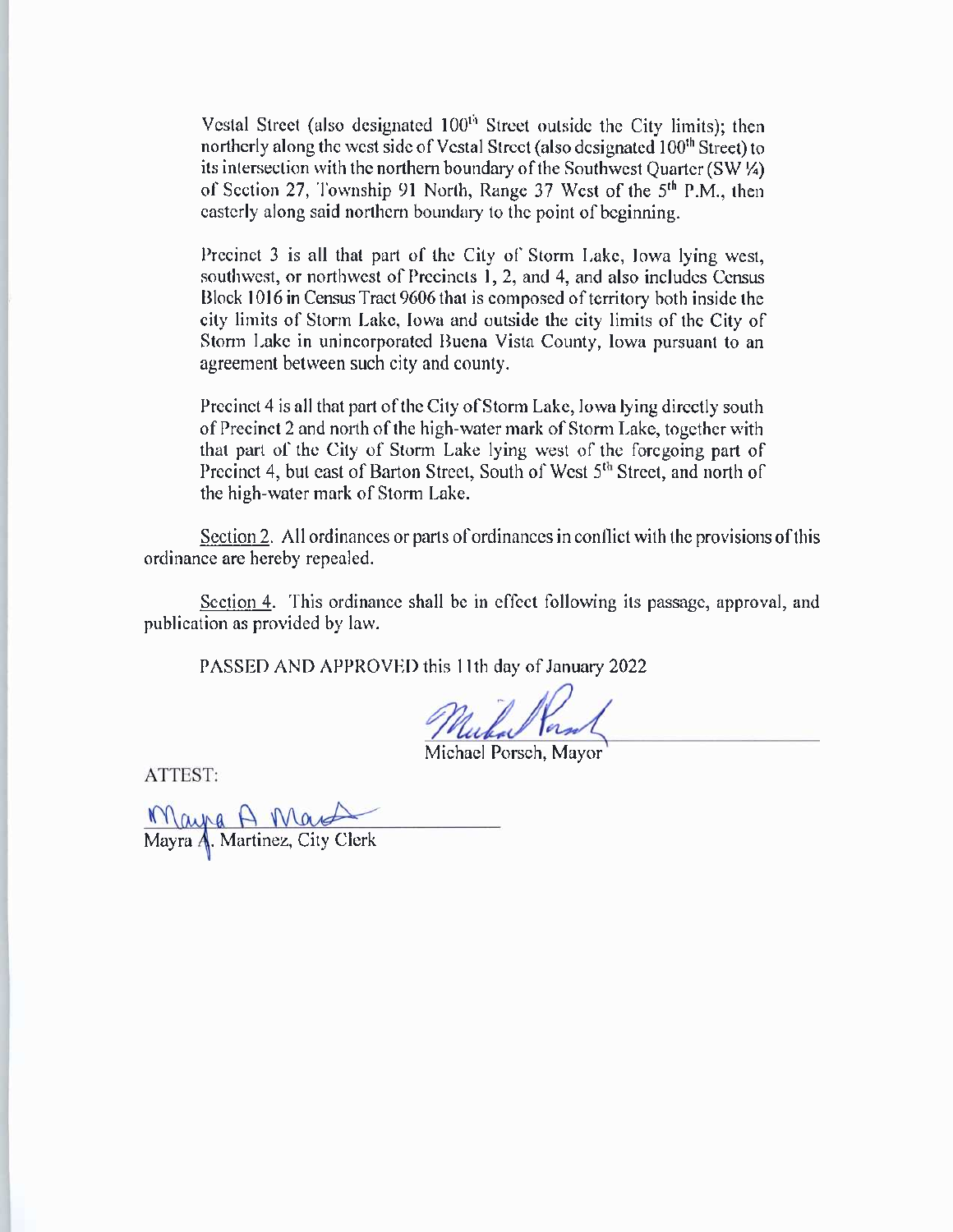Vestal Street (also designated 100th Street outside the City limits); then northerly along the west side of Vestal Street (also designated 100th Street) to its intersection with the northern boundary of the Southwest Quarter (SW ¼) of Section 27, Township 91 North, Range 37 West of the 5th P.M., then easterly along said northern boundary to the point of beginning.

Precinct 3 is all that part of the City of Storm Lake, Iowa lying west, southwest, or northwest of Precincts 1, 2, and 4, and also includes Census Block 1016 in Census Tract 9606 that is composed of territory both inside the city limits of Storm Lake, Iowa and outside the city limits of the City of Storm Lake in unincorporated Buena Vista County, Iowa pursuant to an agreement between such city and county.

Precinct 4 is all that part of the City of Storm Lake, Iowa lying directly south of Precinct 2 and north of the high-water mark of Storm Lake, together with that part of the City of Storm Lake lying west of the foregoing part of Precinct 4, but east of Barton Street, South of West 5th Street, and north of the high-water mark of Storm Lake.

Section 2. All ordinances or parts of ordinances in conflict with the provisions of this ordinance are hereby repealed.

Section 4. This ordinance shall be in effect following its passage, approval, and publication as provided by law.

PASSED AND APPROVED this 11th day of January 2022

Michael Porsch, Mayor

ATTEST:

Mayra A. Martinez, City Clerk